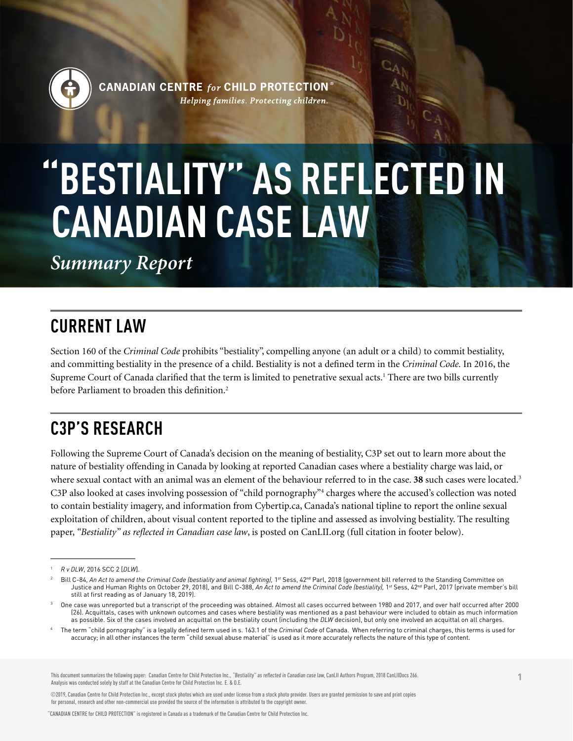**CANADIAN CENTRE *for* CHILD PROTECTION®**
*Helping families. Protecting children.*

# "BESTIALITY" AS REFLECTED IN CANADIAN CASE LAW

*Summary Report*

## CURRENT LAW

Section 160 of the *Criminal Code* prohibits "bestiality", compelling anyone (an adult or a child) to commit bestiality, and committing bestiality in the presence of a child. Bestiality is not a defined term in the *Criminal Code.* In 2016, the Supreme Court of Canada clarified that the term is limited to penetrative sexual acts.[1] There are two bills currently before Parliament to broaden this definition.[2]

## C3P'S RESEARCH

Following the Supreme Court of Canada's decision on the meaning of bestiality, C3P set out to learn more about the nature of bestiality offending in Canada by looking at reported Canadian cases where a bestiality charge was laid, or where sexual contact with an animal was an element of the behaviour referred to in the case. **38** such cases were located.[3] C3P also looked at cases involving possession of "child pornography"[4] charges where the accused's collection was noted to contain bestiality imagery, and information from Cybertip.ca, Canada's national tipline to report the online sexual exploitation of children, about visual content reported to the tipline and assessed as involving bestiality. The resulting paper, *"Bestiality" as reflected in Canadian case law*, is posted on CanLII.org (full citation in footer below).

---

[1] *R v DLW*, 2016 SCC 2 [*DLW*].

[2] Bill C-84, *An Act to amend the Criminal Code (bestiality and animal fighting),* 1st Sess, 42nd Parl, 2018 (government bill referred to the Standing Committee on Justice and Human Rights on October 29, 2018), and Bill C-388, *An Act to amend the Criminal Code (bestiality),* 1st Sess, 42nd Parl, 2017 (private member's bill still at first reading as of January 18, 2019).

[3] One case was unreported but a transcript of the proceeding was obtained. Almost all cases occurred between 1980 and 2017, and over half occurred after 2000 (26). Acquittals, cases with unknown outcomes and cases where bestiality was mentioned as a past behaviour were included to obtain as much information as possible. Six of the cases involved an acquittal on the bestiality count (including the *DLW* decision), but only one involved an acquittal on all charges.

[4] The term "child pornography" is a legally defined term used in s. 163.1 of the *Criminal Code* of Canada. When referring to criminal charges, this terms is used for accuracy; in all other instances the term "child sexual abuse material" is used as it more accurately reflects the nature of this type of content.

This document summarizes the following paper: Canadian Centre for Child Protection Inc., *"Bestiality" as reflected in Canadian case law*, CanLII Authors Program, 2018 CanLIIDocs 266. Analysis was conducted solely by staff at the Canadian Centre for Child Protection Inc. E. & O.E.

©2019, Canadian Centre for Child Protection Inc., except stock photos which are used under license from a stock photo provider. Users are granted permission to save and print copies for personal, research and other non-commercial use provided the source of the information is attributed to the copyright owner.

"CANADIAN CENTRE for CHILD PROTECTION" is registered in Canada as a trademark of the Canadian Centre for Child Protection Inc.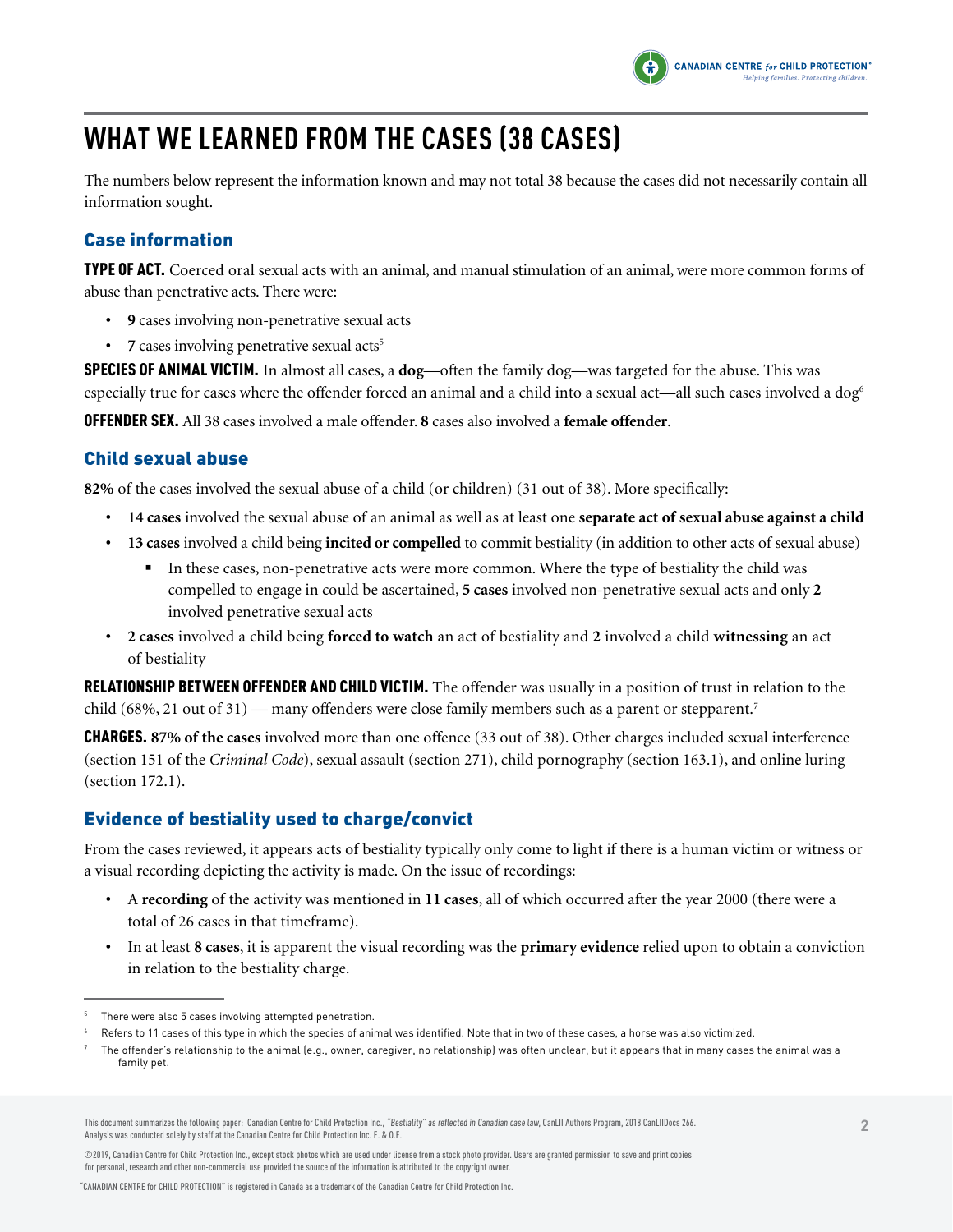# WHAT WE LEARNED FROM THE CASES (38 CASES)

The numbers below represent the information known and may not total 38 because the cases did not necessarily contain all information sought.

## Case information

**TYPE OF ACT.** Coerced oral sexual acts with an animal, and manual stimulation of an animal, were more common forms of abuse than penetrative acts. There were:

- **9** cases involving non-penetrative sexual acts
- **7** cases involving penetrative sexual acts[5]

**SPECIES OF ANIMAL VICTIM.** In almost all cases, a **dog**—often the family dog—was targeted for the abuse. This was especially true for cases where the offender forced an animal and a child into a sexual act—all such cases involved a dog[6]

**OFFENDER SEX.** All 38 cases involved a male offender. **8** cases also involved a **female offender**.

## Child sexual abuse

**82%** of the cases involved the sexual abuse of a child (or children) (31 out of 38). More specifically:

- **14 cases** involved the sexual abuse of an animal as well as at least one **separate act of sexual abuse against a child**
- **13 cases** involved a child being **incited or compelled** to commit bestiality (in addition to other acts of sexual abuse)
  - In these cases, non-penetrative acts were more common. Where the type of bestiality the child was compelled to engage in could be ascertained, **5 cases** involved non-penetrative sexual acts and only **2** involved penetrative sexual acts
- **2 cases** involved a child being **forced to watch** an act of bestiality and **2** involved a child **witnessing** an act of bestiality

**RELATIONSHIP BETWEEN OFFENDER AND CHILD VICTIM.** The offender was usually in a position of trust in relation to the child (68%, 21 out of 31) — many offenders were close family members such as a parent or stepparent.[7]

**CHARGES.** **87% of the cases** involved more than one offence (33 out of 38). Other charges included sexual interference (section 151 of the *Criminal Code*), sexual assault (section 271), child pornography (section 163.1), and online luring (section 172.1).

## Evidence of bestiality used to charge/convict

From the cases reviewed, it appears acts of bestiality typically only come to light if there is a human victim or witness or a visual recording depicting the activity is made. On the issue of recordings:

- A **recording** of the activity was mentioned in **11 cases**, all of which occurred after the year 2000 (there were a total of 26 cases in that timeframe).
- In at least **8 cases**, it is apparent the visual recording was the **primary evidence** relied upon to obtain a conviction in relation to the bestiality charge.

---

[5] There were also 5 cases involving attempted penetration.

[6] Refers to 11 cases of this type in which the species of animal was identified. Note that in two of these cases, a horse was also victimized.

[7] The offender's relationship to the animal (e.g., owner, caregiver, no relationship) was often unclear, but it appears that in many cases the animal was a family pet.

This document summarizes the following paper: Canadian Centre for Child Protection Inc., *"Bestiality" as reflected in Canadian case law*, CanLII Authors Program, 2018 CanLIIDocs 266. Analysis was conducted solely by staff at the Canadian Centre for Child Protection Inc. E. & O.E.

©2019, Canadian Centre for Child Protection Inc., except stock photos which are used under license from a stock photo provider. Users are granted permission to save and print copies for personal, research and other non-commercial use provided the source of the information is attributed to the copyright owner.

"CANADIAN CENTRE for CHILD PROTECTION" is registered in Canada as a trademark of the Canadian Centre for Child Protection Inc.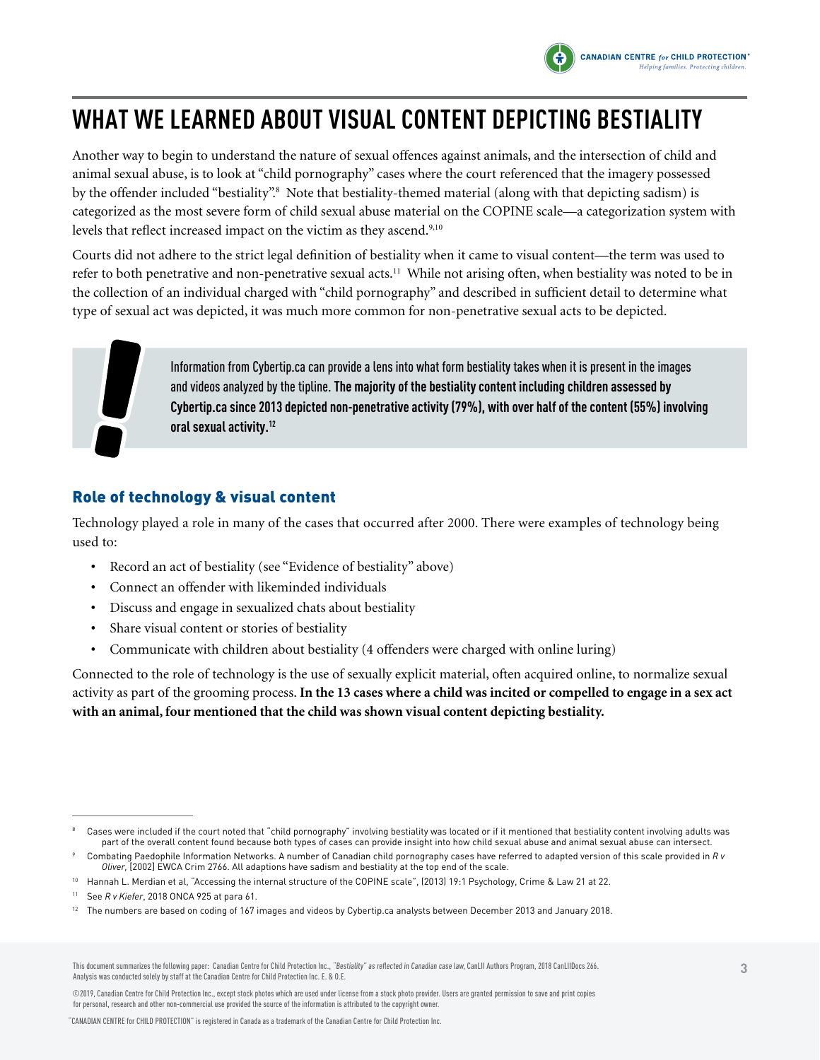# WHAT WE LEARNED ABOUT VISUAL CONTENT DEPICTING BESTIALITY

Another way to begin to understand the nature of sexual offences against animals, and the intersection of child and animal sexual abuse, is to look at "child pornography" cases where the court referenced that the imagery possessed by the offender included "bestiality".[8] Note that bestiality-themed material (along with that depicting sadism) is categorized as the most severe form of child sexual abuse material on the COPINE scale—a categorization system with levels that reflect increased impact on the victim as they ascend.[9,10]

Courts did not adhere to the strict legal definition of bestiality when it came to visual content—the term was used to refer to both penetrative and non-penetrative sexual acts.[11] While not arising often, when bestiality was noted to be in the collection of an individual charged with "child pornography" and described in sufficient detail to determine what type of sexual act was depicted, it was much more common for non-penetrative sexual acts to be depicted.

> Information from Cybertip.ca can provide a lens into what form bestiality takes when it is present in the images and videos analyzed by the tipline. **The majority of the bestiality content including children assessed by Cybertip.ca since 2013 depicted non-penetrative activity (79%), with over half of the content (55%) involving oral sexual activity.[12]**

## Role of technology & visual content

Technology played a role in many of the cases that occurred after 2000. There were examples of technology being used to:

- Record an act of bestiality (see "Evidence of bestiality" above)
- Connect an offender with likeminded individuals
- Discuss and engage in sexualized chats about bestiality
- Share visual content or stories of bestiality
- Communicate with children about bestiality (4 offenders were charged with online luring)

Connected to the role of technology is the use of sexually explicit material, often acquired online, to normalize sexual activity as part of the grooming process. **In the 13 cases where a child was incited or compelled to engage in a sex act with an animal, four mentioned that the child was shown visual content depicting bestiality.**

---

[8] Cases were included if the court noted that "child pornography" involving bestiality was located or if it mentioned that bestiality content involving adults was part of the overall content found because both types of cases can provide insight into how child sexual abuse and animal sexual abuse can intersect.

[9] Combating Paedophile Information Networks. A number of Canadian child pornography cases have referred to adapted version of this scale provided in *R v Oliver*, [2002] EWCA Crim 2766. All adaptions have sadism and bestiality at the top end of the scale.

[10] Hannah L. Merdian et al, "Accessing the internal structure of the COPINE scale", [2013] 19:1 Psychology, Crime & Law 21 at 22.

[11] See *R v Kiefer*, 2018 ONCA 925 at para 61.

[12] The numbers are based on coding of 167 images and videos by Cybertip.ca analysts between December 2013 and January 2018.

This document summarizes the following paper: Canadian Centre for Child Protection Inc., *"Bestiality" as reflected in Canadian case law*, CanLII Authors Program, 2018 CanLIIDocs 266. Analysis was conducted solely by staff at the Canadian Centre for Child Protection Inc. E. & O.E.

©2019, Canadian Centre for Child Protection Inc., except stock photos which are used under license from a stock photo provider. Users are granted permission to save and print copies for personal, research and other non-commercial use provided the source of the information is attributed to the copyright owner.

"CANADIAN CENTRE for CHILD PROTECTION" is registered in Canada as a trademark of the Canadian Centre for Child Protection Inc.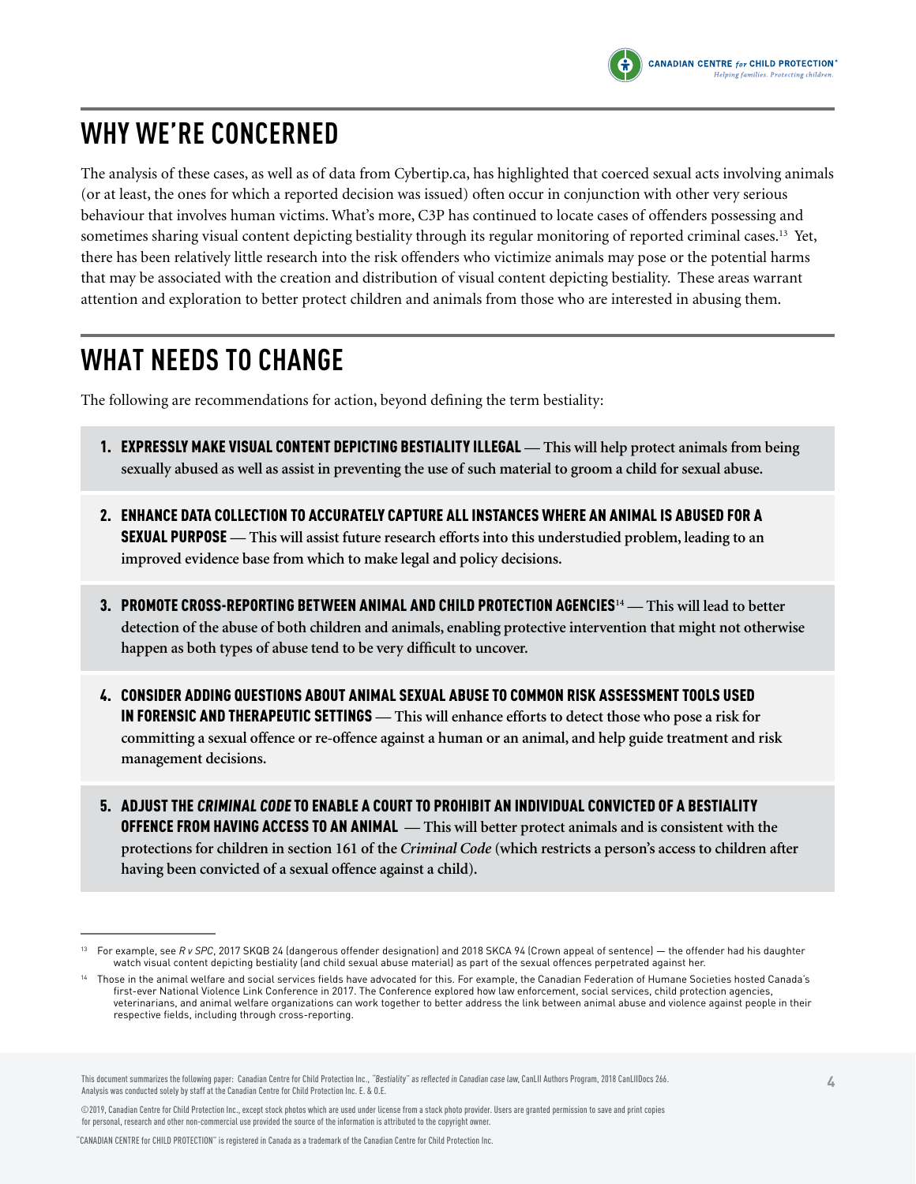## WHY WE'RE CONCERNED

The analysis of these cases, as well as of data from Cybertip.ca, has highlighted that coerced sexual acts involving animals (or at least, the ones for which a reported decision was issued) often occur in conjunction with other very serious behaviour that involves human victims. What's more, C3P has continued to locate cases of offenders possessing and sometimes sharing visual content depicting bestiality through its regular monitoring of reported criminal cases.[13] Yet, there has been relatively little research into the risk offenders who victimize animals may pose or the potential harms that may be associated with the creation and distribution of visual content depicting bestiality. These areas warrant attention and exploration to better protect children and animals from those who are interested in abusing them.

## WHAT NEEDS TO CHANGE

The following are recommendations for action, beyond defining the term bestiality:

1. **EXPRESSLY MAKE VISUAL CONTENT DEPICTING BESTIALITY ILLEGAL — This will help protect animals from being sexually abused as well as assist in preventing the use of such material to groom a child for sexual abuse.**

2. **ENHANCE DATA COLLECTION TO ACCURATELY CAPTURE ALL INSTANCES WHERE AN ANIMAL IS ABUSED FOR A SEXUAL PURPOSE — This will assist future research efforts into this understudied problem, leading to an improved evidence base from which to make legal and policy decisions.**

3. **PROMOTE CROSS-REPORTING BETWEEN ANIMAL AND CHILD PROTECTION AGENCIES[14] — This will lead to better detection of the abuse of both children and animals, enabling protective intervention that might not otherwise happen as both types of abuse tend to be very difficult to uncover.**

4. **CONSIDER ADDING QUESTIONS ABOUT ANIMAL SEXUAL ABUSE TO COMMON RISK ASSESSMENT TOOLS USED IN FORENSIC AND THERAPEUTIC SETTINGS — This will enhance efforts to detect those who pose a risk for committing a sexual offence or re-offence against a human or an animal, and help guide treatment and risk management decisions.**

5. **ADJUST THE *CRIMINAL CODE* TO ENABLE A COURT TO PROHIBIT AN INDIVIDUAL CONVICTED OF A BESTIALITY OFFENCE FROM HAVING ACCESS TO AN ANIMAL — This will better protect animals and is consistent with the protections for children in section 161 of the *Criminal Code* (which restricts a person's access to children after having been convicted of a sexual offence against a child).**

---

[13] For example, see *R v SPC*, 2017 SKQB 24 (dangerous offender designation) and 2018 SKCA 94 (Crown appeal of sentence) — the offender had his daughter watch visual content depicting bestiality (and child sexual abuse material) as part of the sexual offences perpetrated against her.

[14] Those in the animal welfare and social services fields have advocated for this. For example, the Canadian Federation of Humane Societies hosted Canada's first-ever National Violence Link Conference in 2017. The Conference explored how law enforcement, social services, child protection agencies, veterinarians, and animal welfare organizations can work together to better address the link between animal abuse and violence against people in their respective fields, including through cross-reporting.

This document summarizes the following paper: Canadian Centre for Child Protection Inc., *"Bestiality" as reflected in Canadian case law*, CanLII Authors Program, 2018 CanLIIDocs 266. Analysis was conducted solely by staff at the Canadian Centre for Child Protection Inc. E. & O.E.

©2019, Canadian Centre for Child Protection Inc., except stock photos which are used under license from a stock photo provider. Users are granted permission to save and print copies for personal, research and other non-commercial use provided the source of the information is attributed to the copyright owner.

"CANADIAN CENTRE for CHILD PROTECTION" is registered in Canada as a trademark of the Canadian Centre for Child Protection Inc.